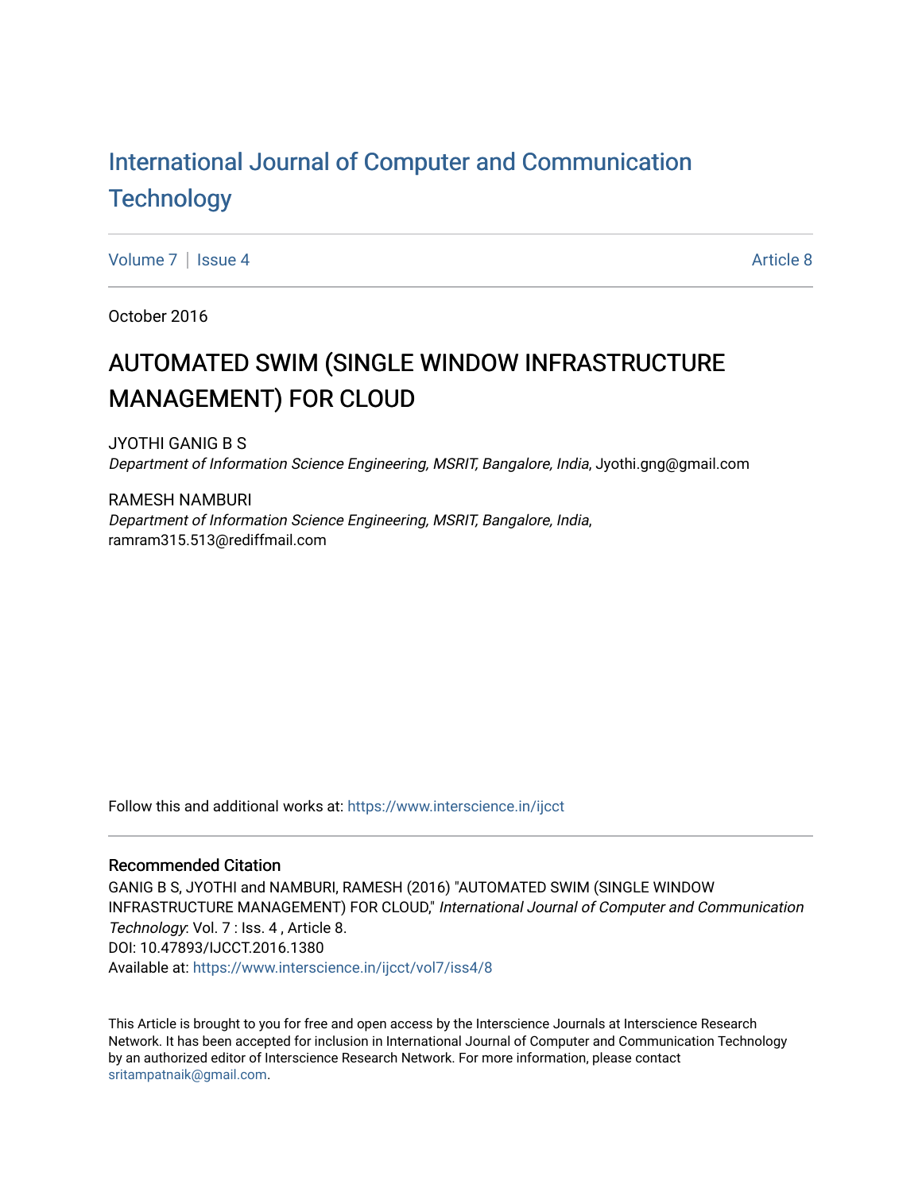International Journal of Computer and Communication Technology

Volume 7 | Issue 4 Article 8

October 2016

# AUTOMATED SWIM (SINGLE WINDOW INFRASTRUCTURE MANAGEMENT) FOR CLOUD

JYOTHI GANIG B S
*Department of Information Science Engineering, MSRIT, Bangalore, India*, Jyothi.gng@gmail.com

RAMESH NAMBURI
*Department of Information Science Engineering, MSRIT, Bangalore, India*, ramram315.513@rediffmail.com

Follow this and additional works at: https://www.interscience.in/ijcct

## Recommended Citation

GANIG B S, JYOTHI and NAMBURI, RAMESH (2016) "AUTOMATED SWIM (SINGLE WINDOW INFRASTRUCTURE MANAGEMENT) FOR CLOUD," *International Journal of Computer and Communication Technology*: Vol. 7 : Iss. 4 , Article 8.
DOI: 10.47893/IJCCT.2016.1380
Available at: https://www.interscience.in/ijcct/vol7/iss4/8

This Article is brought to you for free and open access by the Interscience Journals at Interscience Research Network. It has been accepted for inclusion in International Journal of Computer and Communication Technology by an authorized editor of Interscience Research Network. For more information, please contact sritampatnaik@gmail.com.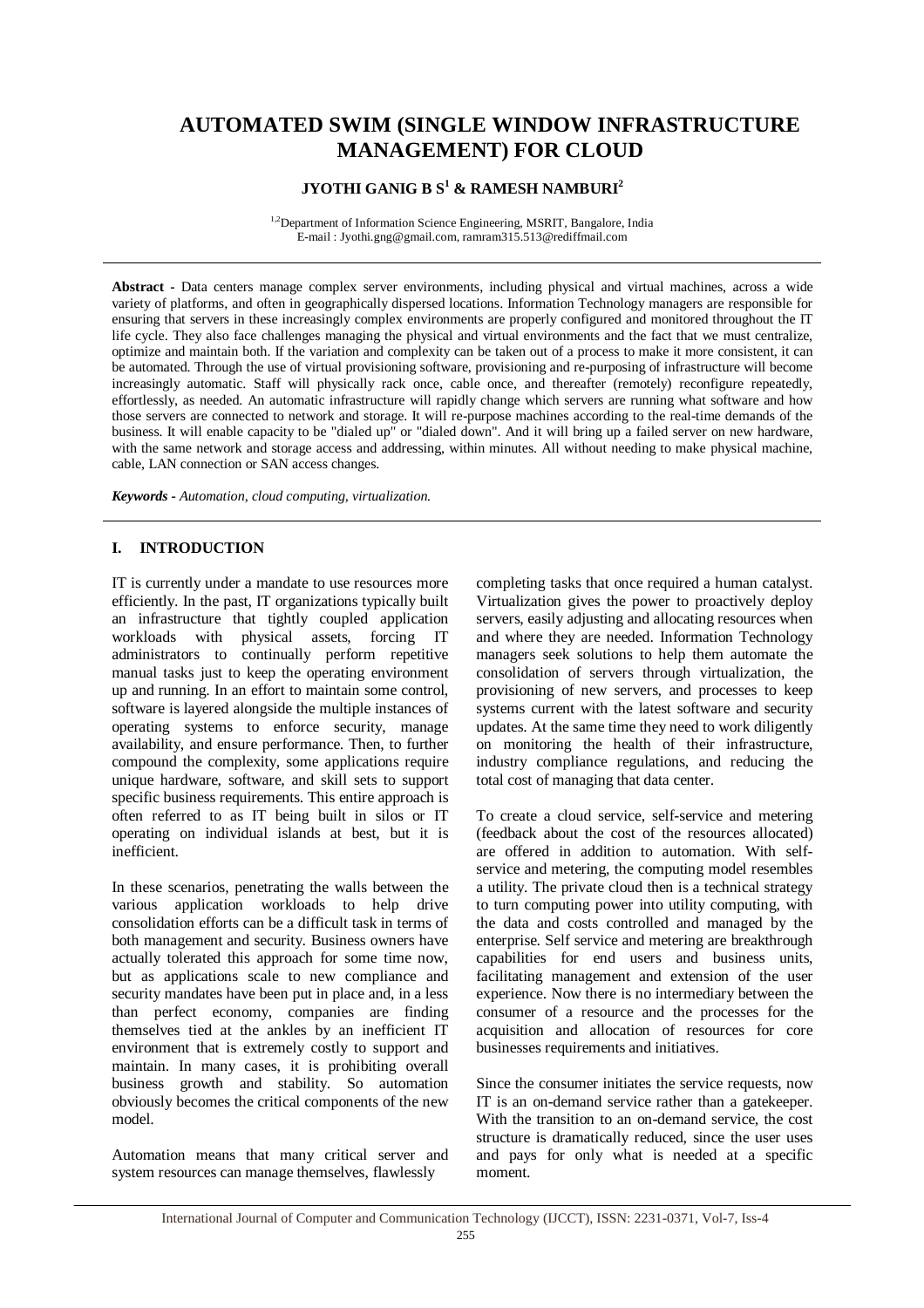# AUTOMATED SWIM (SINGLE WINDOW INFRASTRUCTURE MANAGEMENT) FOR CLOUD

**JYOTHI GANIG B S[1] & RAMESH NAMBURI[2]**

[1,2]Department of Information Science Engineering, MSRIT, Bangalore, India
E-mail : Jyothi.gng@gmail.com, ramram315.513@rediffmail.com

---

**Abstract -** Data centers manage complex server environments, including physical and virtual machines, across a wide variety of platforms, and often in geographically dispersed locations. Information Technology managers are responsible for ensuring that servers in these increasingly complex environments are properly configured and monitored throughout the IT life cycle. They also face challenges managing the physical and virtual environments and the fact that we must centralize, optimize and maintain both. If the variation and complexity can be taken out of a process to make it more consistent, it can be automated. Through the use of virtual provisioning software, provisioning and re-purposing of infrastructure will become increasingly automatic. Staff will physically rack once, cable once, and thereafter (remotely) reconfigure repeatedly, effortlessly, as needed. An automatic infrastructure will rapidly change which servers are running what software and how those servers are connected to network and storage. It will re-purpose machines according to the real-time demands of the business. It will enable capacity to be "dialed up" or "dialed down". And it will bring up a failed server on new hardware, with the same network and storage access and addressing, within minutes. All without needing to make physical machine, cable, LAN connection or SAN access changes.

***Keywords -** Automation, cloud computing, virtualization.*

---

## I. INTRODUCTION

IT is currently under a mandate to use resources more efficiently. In the past, IT organizations typically built an infrastructure that tightly coupled application workloads with physical assets, forcing IT administrators to continually perform repetitive manual tasks just to keep the operating environment up and running. In an effort to maintain some control, software is layered alongside the multiple instances of operating systems to enforce security, manage availability, and ensure performance. Then, to further compound the complexity, some applications require unique hardware, software, and skill sets to support specific business requirements. This entire approach is often referred to as IT being built in silos or IT operating on individual islands at best, but it is inefficient.

In these scenarios, penetrating the walls between the various application workloads to help drive consolidation efforts can be a difficult task in terms of both management and security. Business owners have actually tolerated this approach for some time now, but as applications scale to new compliance and security mandates have been put in place and, in a less than perfect economy, companies are finding themselves tied at the ankles by an inefficient IT environment that is extremely costly to support and maintain. In many cases, it is prohibiting overall business growth and stability. So automation obviously becomes the critical components of the new model.

Automation means that many critical server and system resources can manage themselves, flawlessly completing tasks that once required a human catalyst. Virtualization gives the power to proactively deploy servers, easily adjusting and allocating resources when and where they are needed. Information Technology managers seek solutions to help them automate the consolidation of servers through virtualization, the provisioning of new servers, and processes to keep systems current with the latest software and security updates. At the same time they need to work diligently on monitoring the health of their infrastructure, industry compliance regulations, and reducing the total cost of managing that data center.

To create a cloud service, self-service and metering (feedback about the cost of the resources allocated) are offered in addition to automation. With self-service and metering, the computing model resembles a utility. The private cloud then is a technical strategy to turn computing power into utility computing, with the data and costs controlled and managed by the enterprise. Self service and metering are breakthrough capabilities for end users and business units, facilitating management and extension of the user experience. Now there is no intermediary between the consumer of a resource and the processes for the acquisition and allocation of resources for core businesses requirements and initiatives.

Since the consumer initiates the service requests, now IT is an on-demand service rather than a gatekeeper. With the transition to an on-demand service, the cost structure is dramatically reduced, since the user uses and pays for only what is needed at a specific moment.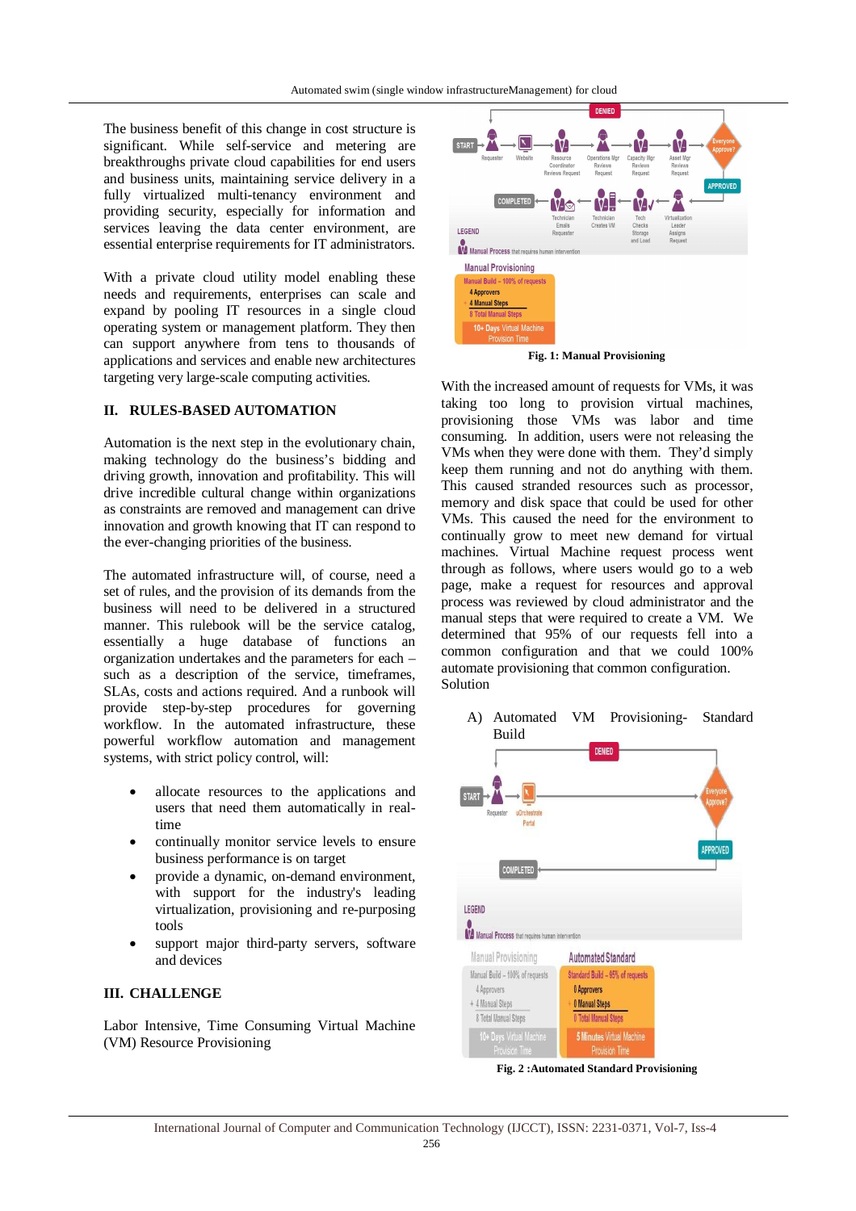The business benefit of this change in cost structure is significant. While self-service and metering are breakthroughs private cloud capabilities for end users and business units, maintaining service delivery in a fully virtualized multi-tenancy environment and providing security, especially for information and services leaving the data center environment, are essential enterprise requirements for IT administrators.

With a private cloud utility model enabling these needs and requirements, enterprises can scale and expand by pooling IT resources in a single cloud operating system or management platform. They then can support anywhere from tens to thousands of applications and services and enable new architectures targeting very large-scale computing activities.

## II. RULES-BASED AUTOMATION

Automation is the next step in the evolutionary chain, making technology do the business's bidding and driving growth, innovation and profitability. This will drive incredible cultural change within organizations as constraints are removed and management can drive innovation and growth knowing that IT can respond to the ever-changing priorities of the business.

The automated infrastructure will, of course, need a set of rules, and the provision of its demands from the business will need to be delivered in a structured manner. This rulebook will be the service catalog, essentially a huge database of functions an organization undertakes and the parameters for each – such as a description of the service, timeframes, SLAs, costs and actions required. And a runbook will provide step-by-step procedures for governing workflow. In the automated infrastructure, these powerful workflow automation and management systems, with strict policy control, will:

- allocate resources to the applications and users that need them automatically in real-time
- continually monitor service levels to ensure business performance is on target
- provide a dynamic, on-demand environment, with support for the industry's leading virtualization, provisioning and re-purposing tools
- support major third-party servers, software and devices

## III. CHALLENGE

Labor Intensive, Time Consuming Virtual Machine (VM) Resource Provisioning

**Fig. 1: Manual Provisioning**

With the increased amount of requests for VMs, it was taking too long to provision virtual machines, provisioning those VMs was labor and time consuming. In addition, users were not releasing the VMs when they were done with them. They'd simply keep them running and not do anything with them. This caused stranded resources such as processor, memory and disk space that could be used for other VMs. This caused the need for the environment to continually grow to meet new demand for virtual machines. Virtual Machine request process went through as follows, where users would go to a web page, make a request for resources and approval process was reviewed by cloud administrator and the manual steps that were required to create a VM. We determined that 95% of our requests fell into a common configuration and that we could 100% automate provisioning that common configuration.
Solution

A) Automated VM Provisioning- Standard Build

**Fig. 2 :Automated Standard Provisioning**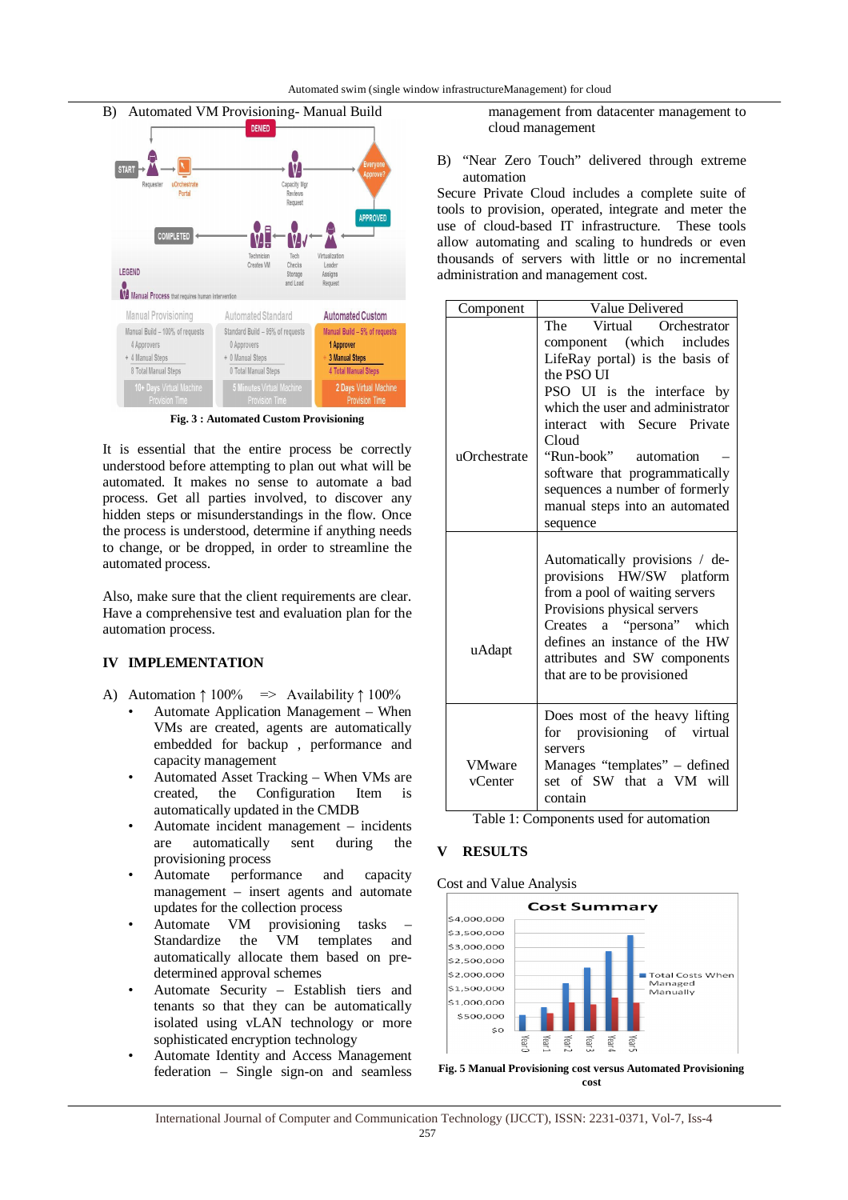B) Automated VM Provisioning- Manual Build

Fig. 3 : Automated Custom Provisioning

It is essential that the entire process be correctly understood before attempting to plan out what will be automated. It makes no sense to automate a bad process. Get all parties involved, to discover any hidden steps or misunderstandings in the flow. Once the process is understood, determine if anything needs to change, or be dropped, in order to streamline the automated process.

Also, make sure that the client requirements are clear. Have a comprehensive test and evaluation plan for the automation process.

## IV IMPLEMENTATION

A) Automation ↑ 100% => Availability ↑ 100%

- Automate Application Management – When VMs are created, agents are automatically embedded for backup , performance and capacity management
- Automated Asset Tracking – When VMs are created, the Configuration Item is automatically updated in the CMDB
- Automate incident management – incidents are automatically sent during the provisioning process
- Automate performance and capacity management – insert agents and automate updates for the collection process
- Automate VM provisioning tasks – Standardize the VM templates and automatically allocate them based on pre-determined approval schemes
- Automate Security – Establish tiers and tenants so that they can be automatically isolated using vLAN technology or more sophisticated encryption technology
- Automate Identity and Access Management federation – Single sign-on and seamless management from datacenter management to cloud management

B) "Near Zero Touch" delivered through extreme automation

Secure Private Cloud includes a complete suite of tools to provision, operated, integrate and meter the use of cloud-based IT infrastructure. These tools allow automating and scaling to hundreds or even thousands of servers with little or no incremental administration and management cost.

| Component | Value Delivered |
|---|---|
| uOrchestrate | The Virtual Orchestrator component (which includes LifeRay portal) is the basis of the PSO UI<br>PSO UI is the interface by which the user and administrator interact with Secure Private Cloud<br>"Run-book" automation – software that programmatically sequences a number of formerly manual steps into an automated sequence |
| uAdapt | Automatically provisions / de-provisions HW/SW platform from a pool of waiting servers<br>Provisions physical servers<br>Creates a "persona" which defines an instance of the HW attributes and SW components that are to be provisioned |
| VMware vCenter | Does most of the heavy lifting for provisioning of virtual servers<br>Manages "templates" – defined set of SW that a VM will contain |

Table 1: Components used for automation

## V RESULTS

Cost and Value Analysis

Fig. 5 Manual Provisioning cost versus Automated Provisioning cost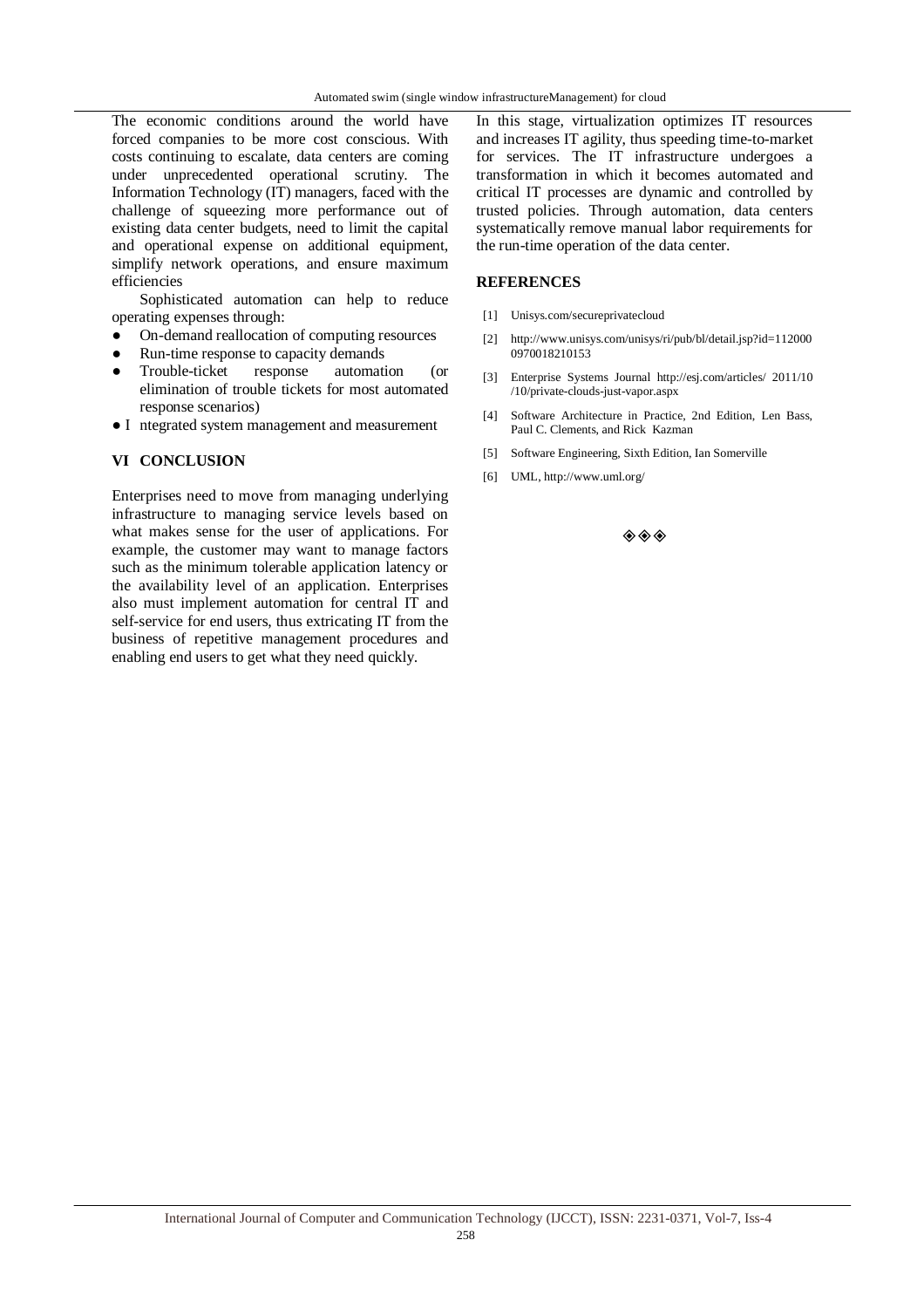The economic conditions around the world have forced companies to be more cost conscious. With costs continuing to escalate, data centers are coming under unprecedented operational scrutiny. The Information Technology (IT) managers, faced with the challenge of squeezing more performance out of existing data center budgets, need to limit the capital and operational expense on additional equipment, simplify network operations, and ensure maximum efficiencies

Sophisticated automation can help to reduce operating expenses through:

- On-demand reallocation of computing resources
- Run-time response to capacity demands
- Trouble-ticket response automation (or elimination of trouble tickets for most automated response scenarios)
- I ntegrated system management and measurement

## VI CONCLUSION

Enterprises need to move from managing underlying infrastructure to managing service levels based on what makes sense for the user of applications. For example, the customer may want to manage factors such as the minimum tolerable application latency or the availability level of an application. Enterprises also must implement automation for central IT and self-service for end users, thus extricating IT from the business of repetitive management procedures and enabling end users to get what they need quickly.

In this stage, virtualization optimizes IT resources and increases IT agility, thus speeding time-to-market for services. The IT infrastructure undergoes a transformation in which it becomes automated and critical IT processes are dynamic and controlled by trusted policies. Through automation, data centers systematically remove manual labor requirements for the run-time operation of the data center.

## REFERENCES

[1] Unisys.com/secureprivatecloud

[2] http://www.unisys.com/unisys/ri/pub/bl/detail.jsp?id=112000 0970018210153

[3] Enterprise Systems Journal http://esj.com/articles/ 2011/10 /10/private-clouds-just-vapor.aspx

[4] Software Architecture in Practice, 2nd Edition, Len Bass, Paul C. Clements, and Rick Kazman

[5] Software Engineering, Sixth Edition, Ian Somerville

[6] UML, http://www.uml.org/

◈◈◈